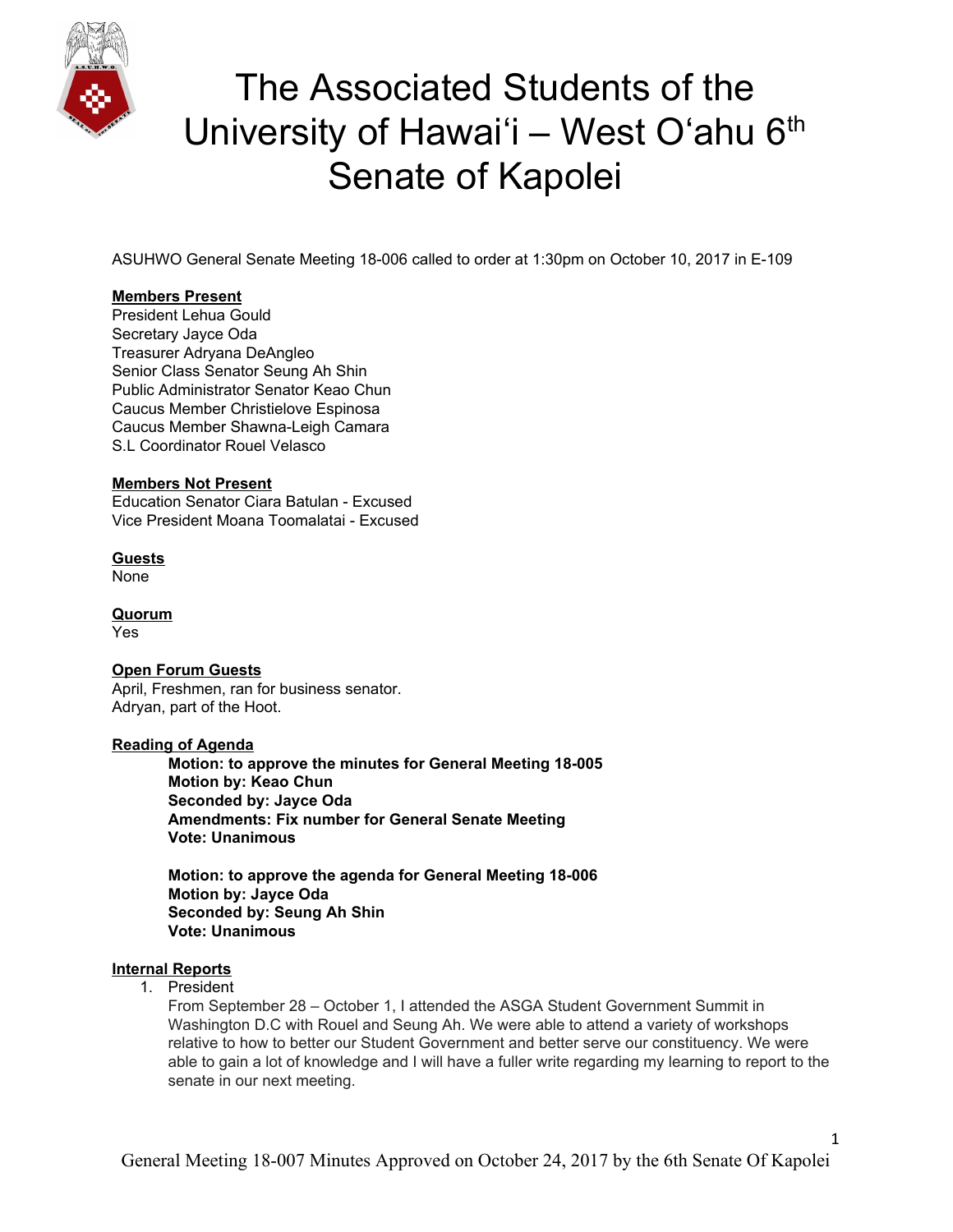# The Associated Students of the University of Hawaiʻi – West Oʻahu 6th Senate of Kapolei

ASUHWO General Senate Meeting 18-006 called to order at 1:30pm on October 10, 2017 in E-109

**Members Present**
President Lehua Gould
Secretary Jayce Oda
Treasurer Adryana DeAngleo
Senior Class Senator Seung Ah Shin
Public Administrator Senator Keao Chun
Caucus Member Christielove Espinosa
Caucus Member Shawna-Leigh Camara
S.L Coordinator Rouel Velasco

**Members Not Present**
Education Senator Ciara Batulan - Excused
Vice President Moana Toomalatai - Excused

**Guests**
None

**Quorum**
Yes

**Open Forum Guests**
April, Freshmen, ran for business senator.
Adryan, part of the Hoot.

**Reading of Agenda**

> **Motion: to approve the minutes for General Meeting 18-005**
> **Motion by: Keao Chun**
> **Seconded by: Jayce Oda**
> **Amendments: Fix number for General Senate Meeting**
> **Vote: Unanimous**
>
> **Motion: to approve the agenda for General Meeting 18-006**
> **Motion by: Jayce Oda**
> **Seconded by: Seung Ah Shin**
> **Vote: Unanimous**

**Internal Reports**

1. President
   From September 28 – October 1, I attended the ASGA Student Government Summit in Washington D.C with Rouel and Seung Ah. We were able to attend a variety of workshops relative to how to better our Student Government and better serve our constituency. We were able to gain a lot of knowledge and I will have a fuller write regarding my learning to report to the senate in our next meeting.

General Meeting 18-007 Minutes Approved on October 24, 2017 by the 6th Senate Of Kapolei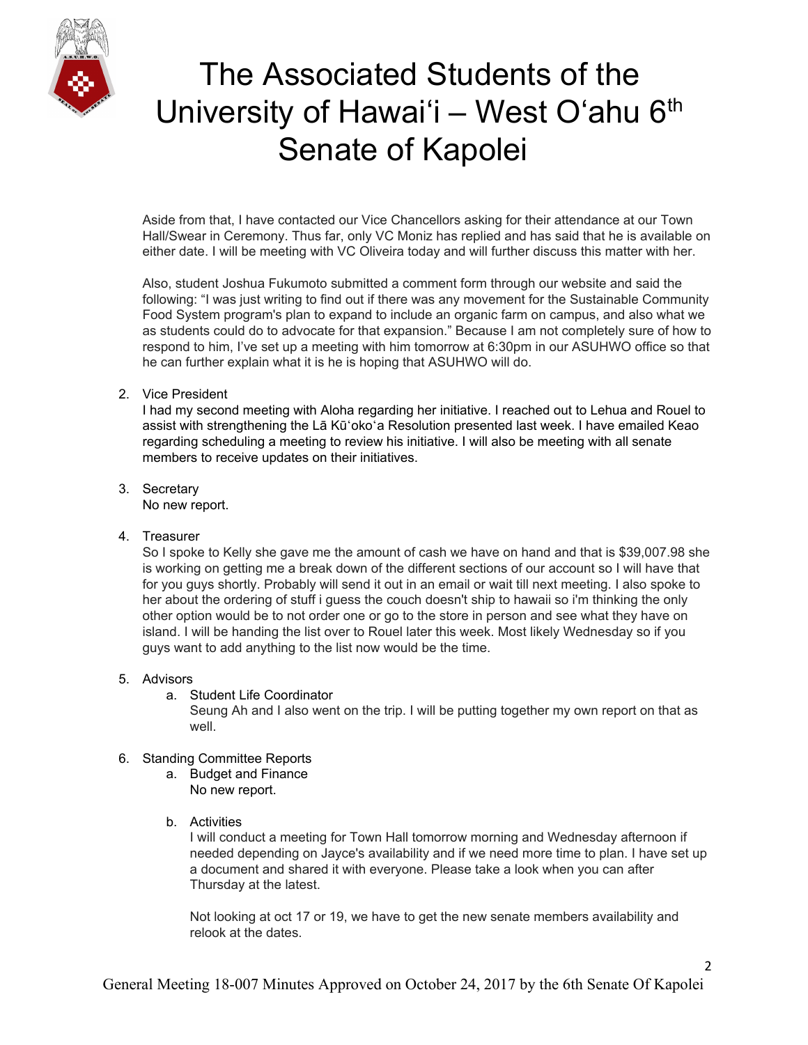Aside from that, I have contacted our Vice Chancellors asking for their attendance at our Town Hall/Swear in Ceremony. Thus far, only VC Moniz has replied and has said that he is available on either date. I will be meeting with VC Oliveira today and will further discuss this matter with her.

Also, student Joshua Fukumoto submitted a comment form through our website and said the following: "I was just writing to find out if there was any movement for the Sustainable Community Food System program's plan to expand to include an organic farm on campus, and also what we as students could do to advocate for that expansion." Because I am not completely sure of how to respond to him, I've set up a meeting with him tomorrow at 6:30pm in our ASUHWO office so that he can further explain what it is he is hoping that ASUHWO will do.

2. Vice President
   I had my second meeting with Aloha regarding her initiative. I reached out to Lehua and Rouel to assist with strengthening the Lā Kūʻokoʻa Resolution presented last week. I have emailed Keao regarding scheduling a meeting to review his initiative. I will also be meeting with all senate members to receive updates on their initiatives.

3. Secretary
   No new report.

4. Treasurer
   So I spoke to Kelly she gave me the amount of cash we have on hand and that is $39,007.98 she is working on getting me a break down of the different sections of our account so I will have that for you guys shortly. Probably will send it out in an email or wait till next meeting. I also spoke to her about the ordering of stuff i guess the couch doesn't ship to hawaii so i'm thinking the only other option would be to not order one or go to the store in person and see what they have on island. I will be handing the list over to Rouel later this week. Most likely Wednesday so if you guys want to add anything to the list now would be the time.

5. Advisors
   a. Student Life Coordinator
      Seung Ah and I also went on the trip. I will be putting together my own report on that as well.

6. Standing Committee Reports
   a. Budget and Finance
      No new report.

   b. Activities
      I will conduct a meeting for Town Hall tomorrow morning and Wednesday afternoon if needed depending on Jayce's availability and if we need more time to plan. I have set up a document and shared it with everyone. Please take a look when you can after Thursday at the latest.

      Not looking at oct 17 or 19, we have to get the new senate members availability and relook at the dates.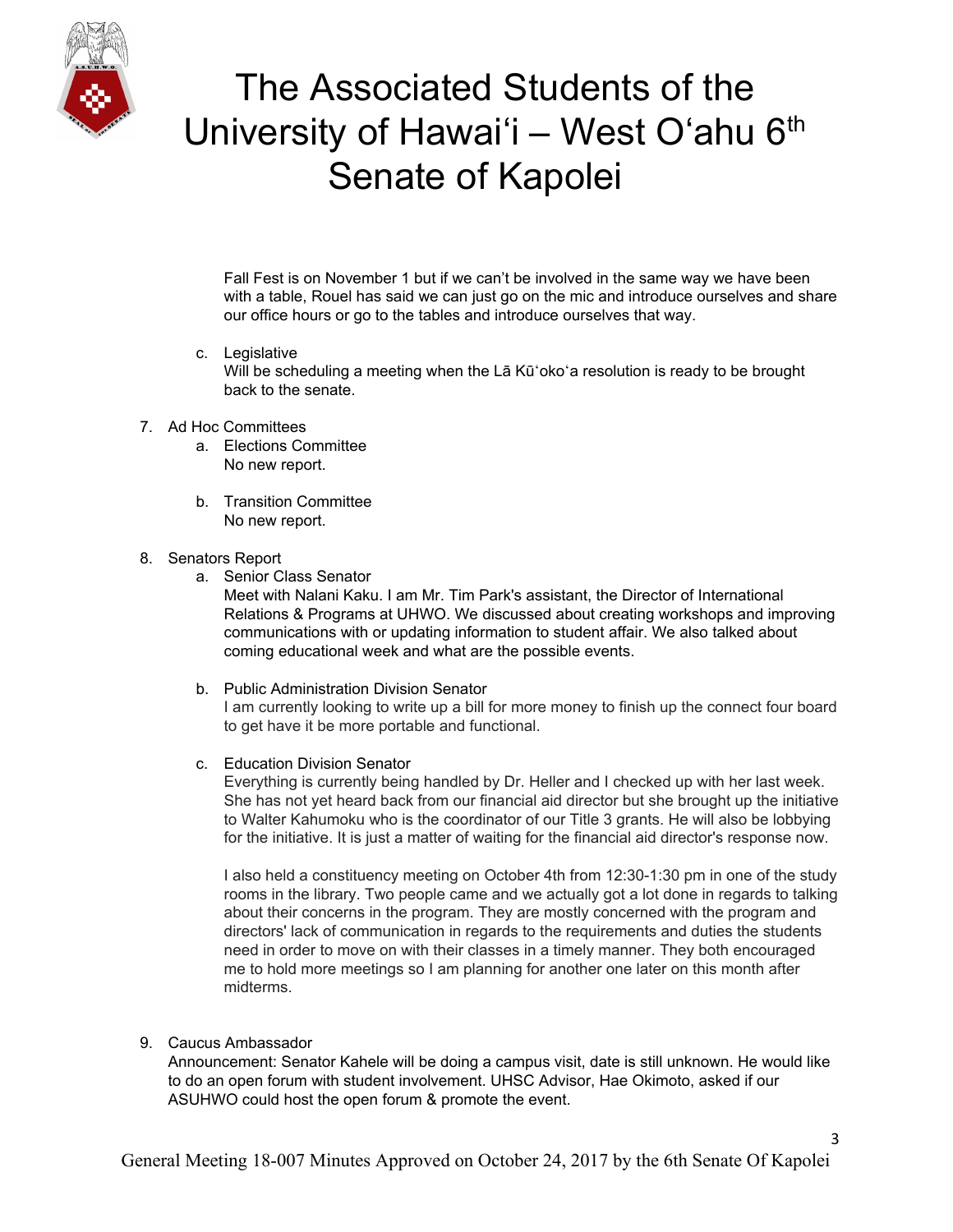Fall Fest is on November 1 but if we can't be involved in the same way we have been with a table, Rouel has said we can just go on the mic and introduce ourselves and share our office hours or go to the tables and introduce ourselves that way.

c. Legislative
   Will be scheduling a meeting when the Lā Kūʻokoʻa resolution is ready to be brought back to the senate.

7. Ad Hoc Committees
   a. Elections Committee
      No new report.

   b. Transition Committee
      No new report.

8. Senators Report
   a. Senior Class Senator
      Meet with Nalani Kaku. I am Mr. Tim Park's assistant, the Director of International Relations & Programs at UHWO. We discussed about creating workshops and improving communications with or updating information to student affair. We also talked about coming educational week and what are the possible events.

   b. Public Administration Division Senator
      I am currently looking to write up a bill for more money to finish up the connect four board to get have it be more portable and functional.

   c. Education Division Senator
      Everything is currently being handled by Dr. Heller and I checked up with her last week. She has not yet heard back from our financial aid director but she brought up the initiative to Walter Kahumoku who is the coordinator of our Title 3 grants. He will also be lobbying for the initiative. It is just a matter of waiting for the financial aid director's response now.

      I also held a constituency meeting on October 4th from 12:30-1:30 pm in one of the study rooms in the library. Two people came and we actually got a lot done in regards to talking about their concerns in the program. They are mostly concerned with the program and directors' lack of communication in regards to the requirements and duties the students need in order to move on with their classes in a timely manner. They both encouraged me to hold more meetings so I am planning for another one later on this month after midterms.

9. Caucus Ambassador
   Announcement: Senator Kahele will be doing a campus visit, date is still unknown. He would like to do an open forum with student involvement. UHSC Advisor, Hae Okimoto, asked if our ASUHWO could host the open forum & promote the event.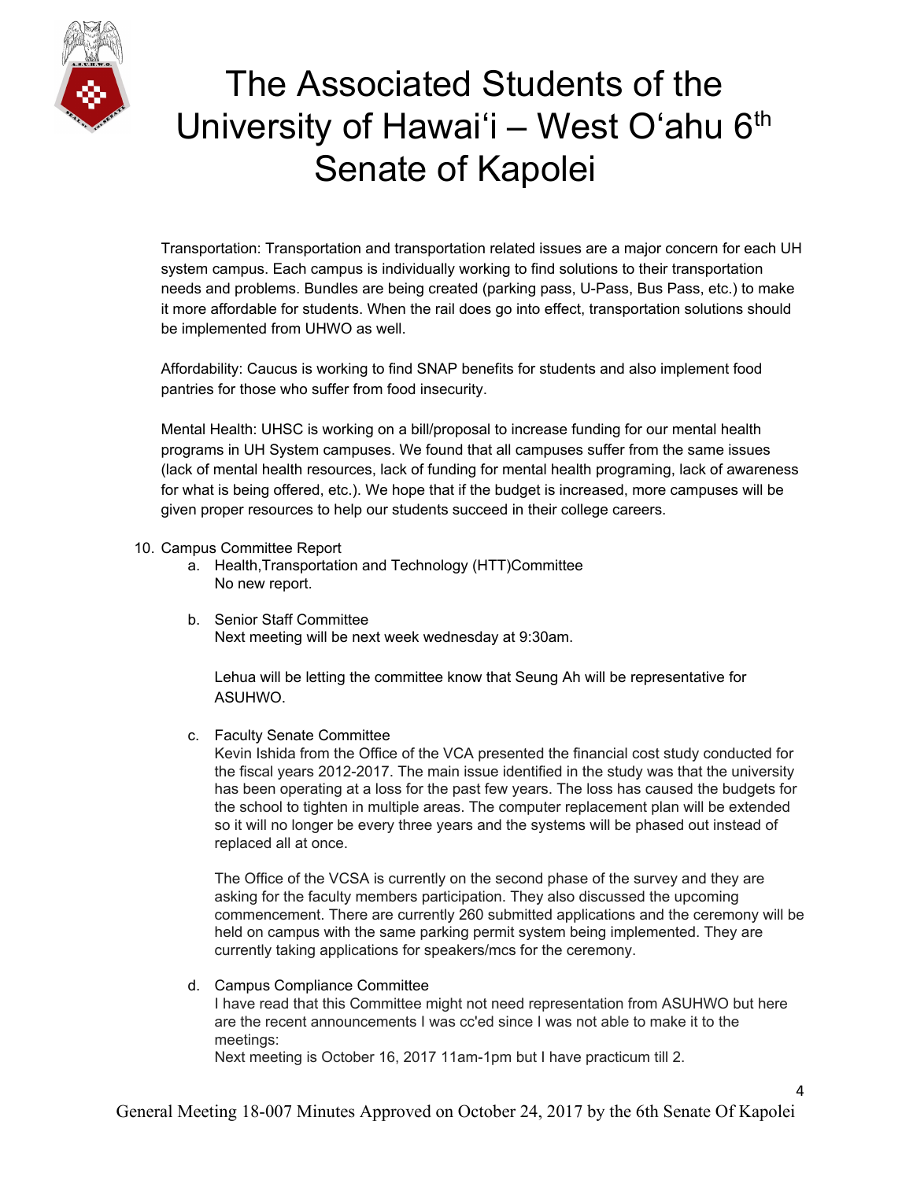Transportation: Transportation and transportation related issues are a major concern for each UH system campus. Each campus is individually working to find solutions to their transportation needs and problems. Bundles are being created (parking pass, U-Pass, Bus Pass, etc.) to make it more affordable for students. When the rail does go into effect, transportation solutions should be implemented from UHWO as well.

Affordability: Caucus is working to find SNAP benefits for students and also implement food pantries for those who suffer from food insecurity.

Mental Health: UHSC is working on a bill/proposal to increase funding for our mental health programs in UH System campuses. We found that all campuses suffer from the same issues (lack of mental health resources, lack of funding for mental health programing, lack of awareness for what is being offered, etc.). We hope that if the budget is increased, more campuses will be given proper resources to help our students succeed in their college careers.

10. Campus Committee Report
    a. Health,Transportation and Technology (HTT)Committee
       No new report.

    b. Senior Staff Committee
       Next meeting will be next week wednesday at 9:30am.

       Lehua will be letting the committee know that Seung Ah will be representative for ASUHWO.

    c. Faculty Senate Committee
       Kevin Ishida from the Office of the VCA presented the financial cost study conducted for the fiscal years 2012-2017. The main issue identified in the study was that the university has been operating at a loss for the past few years. The loss has caused the budgets for the school to tighten in multiple areas. The computer replacement plan will be extended so it will no longer be every three years and the systems will be phased out instead of replaced all at once.

       The Office of the VCSA is currently on the second phase of the survey and they are asking for the faculty members participation. They also discussed the upcoming commencement. There are currently 260 submitted applications and the ceremony will be held on campus with the same parking permit system being implemented. They are currently taking applications for speakers/mcs for the ceremony.

    d. Campus Compliance Committee
       I have read that this Committee might not need representation from ASUHWO but here are the recent announcements I was cc'ed since I was not able to make it to the meetings:
       Next meeting is October 16, 2017 11am-1pm but I have practicum till 2.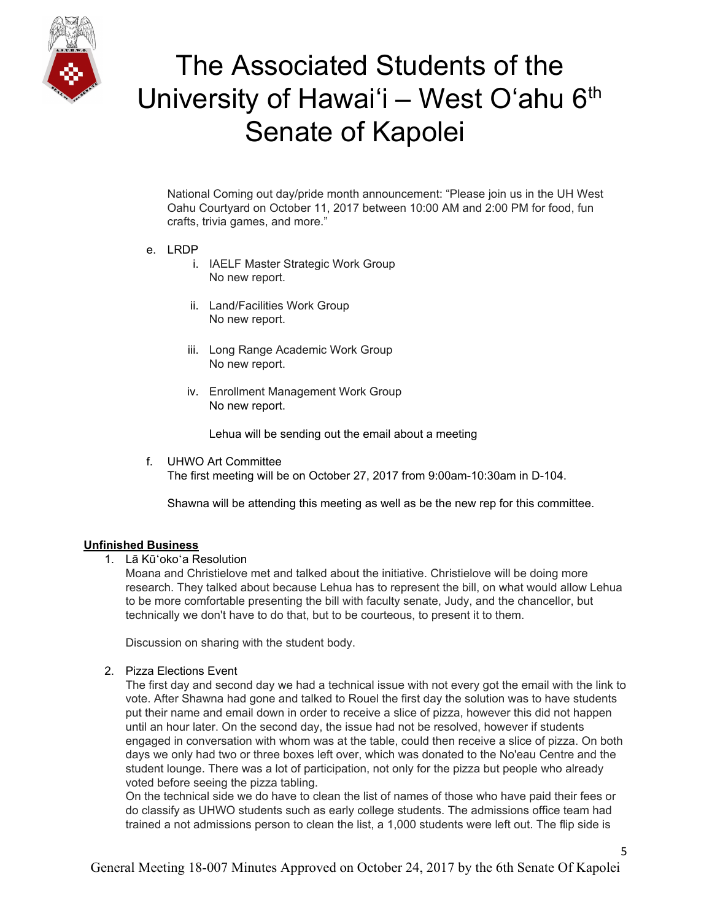National Coming out day/pride month announcement: "Please join us in the UH West Oahu Courtyard on October 11, 2017 between 10:00 AM and 2:00 PM for food, fun crafts, trivia games, and more."

e. LRDP
   i. IAELF Master Strategic Work Group
      No new report.

   ii. Land/Facilities Work Group
      No new report.

   iii. Long Range Academic Work Group
      No new report.

   iv. Enrollment Management Work Group
      No new report.

      Lehua will be sending out the email about a meeting

f. UHWO Art Committee
   The first meeting will be on October 27, 2017 from 9:00am-10:30am in D-104.

   Shawna will be attending this meeting as well as be the new rep for this committee.

**Unfinished Business**

1. Lā Kūʻokoʻa Resolution
   Moana and Christielove met and talked about the initiative. Christielove will be doing more research. They talked about because Lehua has to represent the bill, on what would allow Lehua to be more comfortable presenting the bill with faculty senate, Judy, and the chancellor, but technically we don't have to do that, but to be courteous, to present it to them.

   Discussion on sharing with the student body.

2. Pizza Elections Event
   The first day and second day we had a technical issue with not every got the email with the link to vote. After Shawna had gone and talked to Rouel the first day the solution was to have students put their name and email down in order to receive a slice of pizza, however this did not happen until an hour later. On the second day, the issue had not be resolved, however if students engaged in conversation with whom was at the table, could then receive a slice of pizza. On both days we only had two or three boxes left over, which was donated to the No'eau Centre and the student lounge. There was a lot of participation, not only for the pizza but people who already voted before seeing the pizza tabling.
   On the technical side we do have to clean the list of names of those who have paid their fees or do classify as UHWO students such as early college students. The admissions office team had trained a not admissions person to clean the list, a 1,000 students were left out. The flip side is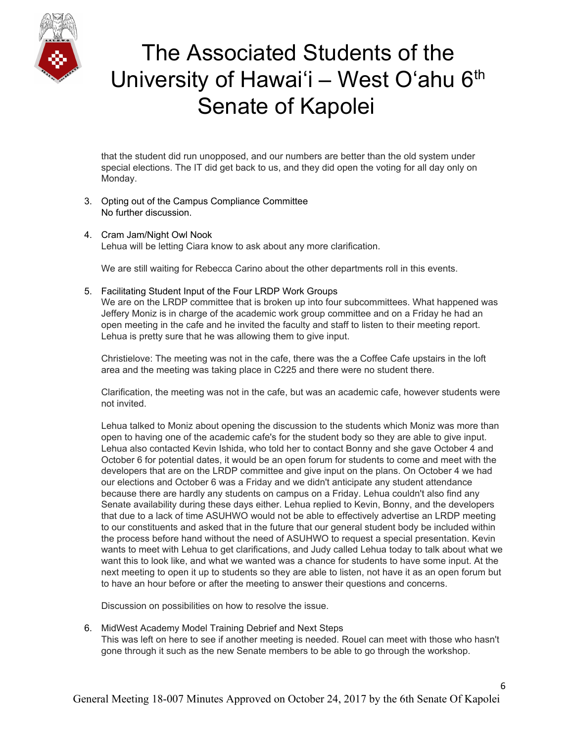that the student did run unopposed, and our numbers are better than the old system under special elections. The IT did get back to us, and they did open the voting for all day only on Monday.

3. Opting out of the Campus Compliance Committee
   No further discussion.

4. Cram Jam/Night Owl Nook
   Lehua will be letting Ciara know to ask about any more clarification.

   We are still waiting for Rebecca Carino about the other departments roll in this events.

5. Facilitating Student Input of the Four LRDP Work Groups
   We are on the LRDP committee that is broken up into four subcommittees. What happened was Jeffery Moniz is in charge of the academic work group committee and on a Friday he had an open meeting in the cafe and he invited the faculty and staff to listen to their meeting report. Lehua is pretty sure that he was allowing them to give input.

   Christielove: The meeting was not in the cafe, there was the a Coffee Cafe upstairs in the loft area and the meeting was taking place in C225 and there were no student there.

   Clarification, the meeting was not in the cafe, but was an academic cafe, however students were not invited.

   Lehua talked to Moniz about opening the discussion to the students which Moniz was more than open to having one of the academic cafe's for the student body so they are able to give input. Lehua also contacted Kevin Ishida, who told her to contact Bonny and she gave October 4 and October 6 for potential dates, it would be an open forum for students to come and meet with the developers that are on the LRDP committee and give input on the plans. On October 4 we had our elections and October 6 was a Friday and we didn't anticipate any student attendance because there are hardly any students on campus on a Friday. Lehua couldn't also find any Senate availability during these days either. Lehua replied to Kevin, Bonny, and the developers that due to a lack of time ASUHWO would not be able to effectively advertise an LRDP meeting to our constituents and asked that in the future that our general student body be included within the process before hand without the need of ASUHWO to request a special presentation. Kevin wants to meet with Lehua to get clarifications, and Judy called Lehua today to talk about what we want this to look like, and what we wanted was a chance for students to have some input. At the next meeting to open it up to students so they are able to listen, not have it as an open forum but to have an hour before or after the meeting to answer their questions and concerns.

   Discussion on possibilities on how to resolve the issue.

6. MidWest Academy Model Training Debrief and Next Steps
   This was left on here to see if another meeting is needed. Rouel can meet with those who hasn't gone through it such as the new Senate members to be able to go through the workshop.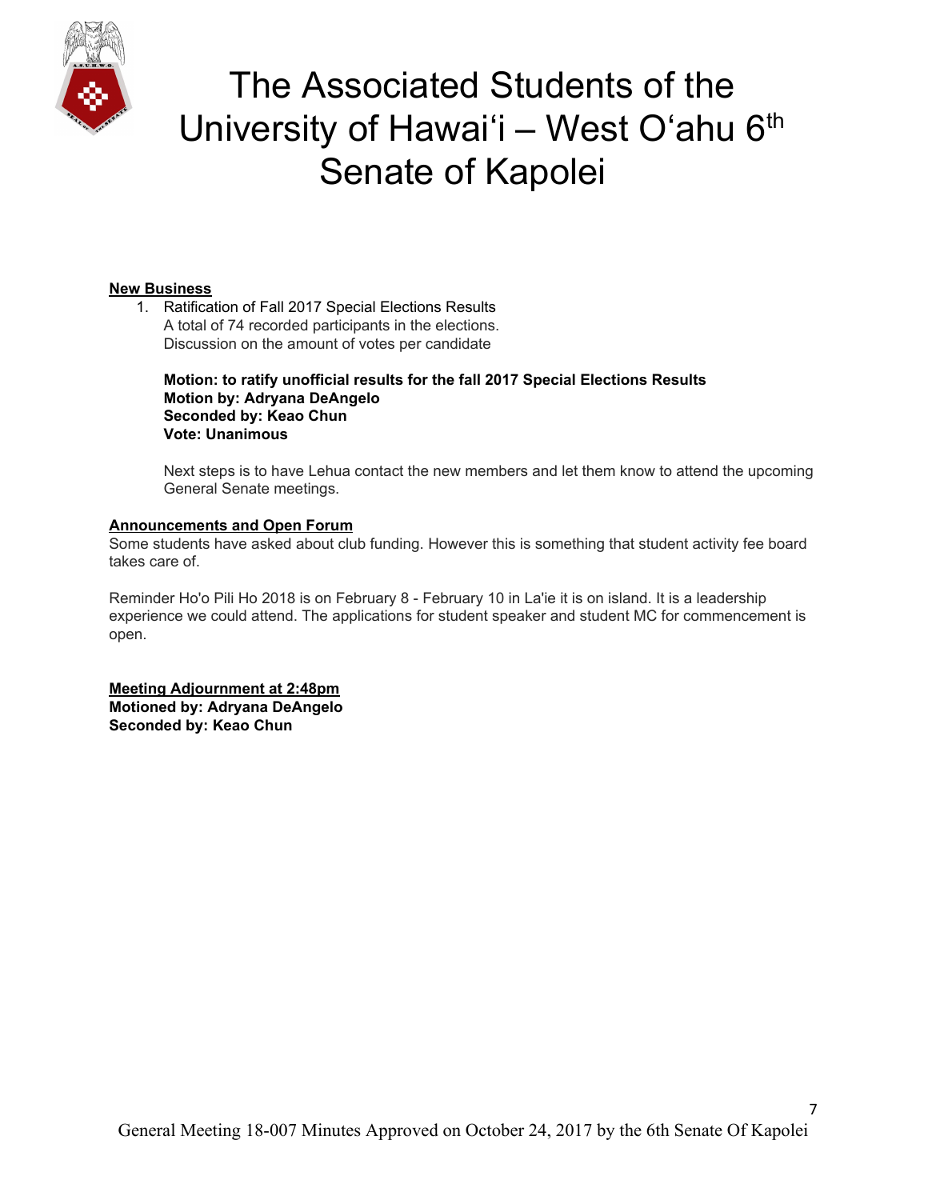# The Associated Students of the University of Hawaiʻi – West Oʻahu 6th Senate of Kapolei

**New Business**

1. Ratification of Fall 2017 Special Elections Results
   A total of 74 recorded participants in the elections.
   Discussion on the amount of votes per candidate

   **Motion: to ratify unofficial results for the fall 2017 Special Elections Results**
   **Motion by: Adryana DeAngelo**
   **Seconded by: Keao Chun**
   **Vote: Unanimous**

   Next steps is to have Lehua contact the new members and let them know to attend the upcoming General Senate meetings.

**Announcements and Open Forum**

Some students have asked about club funding. However this is something that student activity fee board takes care of.

Reminder Ho'o Pili Ho 2018 is on February 8 - February 10 in La'ie it is on island. It is a leadership experience we could attend. The applications for student speaker and student MC for commencement is open.

**Meeting Adjournment at 2:48pm**
**Motioned by: Adryana DeAngelo**
**Seconded by: Keao Chun**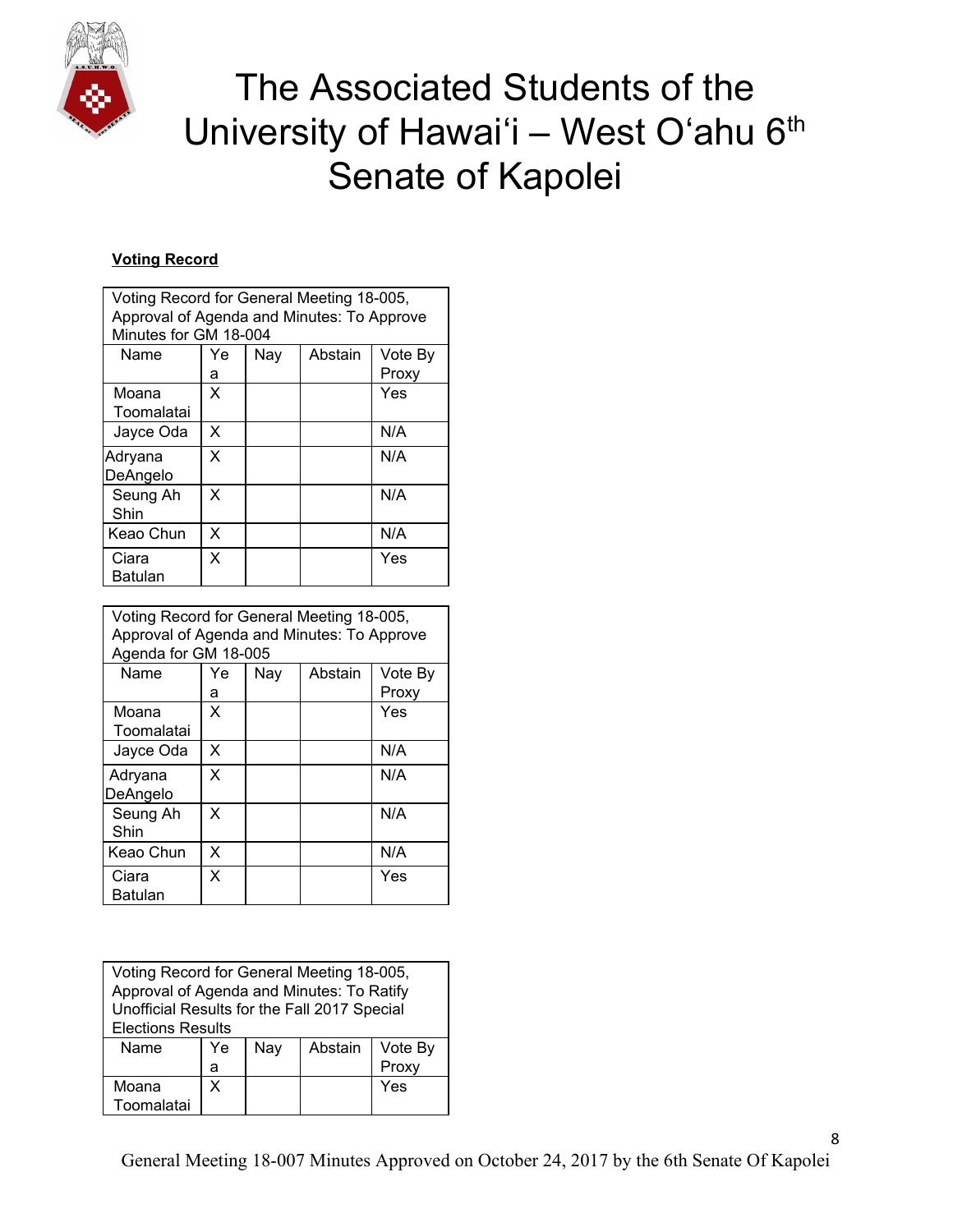# The Associated Students of the University of Hawaiʻi – West Oʻahu 6th Senate of Kapolei

**Voting Record**

| Voting Record for General Meeting 18-005, Approval of Agenda and Minutes: To Approve Minutes for GM 18-004 | | | | |
|---|---|---|---|---|
| Name | Yea | Nay | Abstain | Vote By Proxy |
| Moana Toomalatai | X | | | Yes |
| Jayce Oda | X | | | N/A |
| Adryana DeAngelo | X | | | N/A |
| Seung Ah Shin | X | | | N/A |
| Keao Chun | X | | | N/A |
| Ciara Batulan | X | | | Yes |

| Voting Record for General Meeting 18-005, Approval of Agenda and Minutes: To Approve Agenda for GM 18-005 | | | | |
|---|---|---|---|---|
| Name | Yea | Nay | Abstain | Vote By Proxy |
| Moana Toomalatai | X | | | Yes |
| Jayce Oda | X | | | N/A |
| Adryana DeAngelo | X | | | N/A |
| Seung Ah Shin | X | | | N/A |
| Keao Chun | X | | | N/A |
| Ciara Batulan | X | | | Yes |

| Voting Record for General Meeting 18-005, Approval of Agenda and Minutes: To Ratify Unofficial Results for the Fall 2017 Special Elections Results | | | | |
|---|---|---|---|---|
| Name | Yea | Nay | Abstain | Vote By Proxy |
| Moana Toomalatai | X | | | Yes |

General Meeting 18-007 Minutes Approved on October 24, 2017 by the 6th Senate Of Kapolei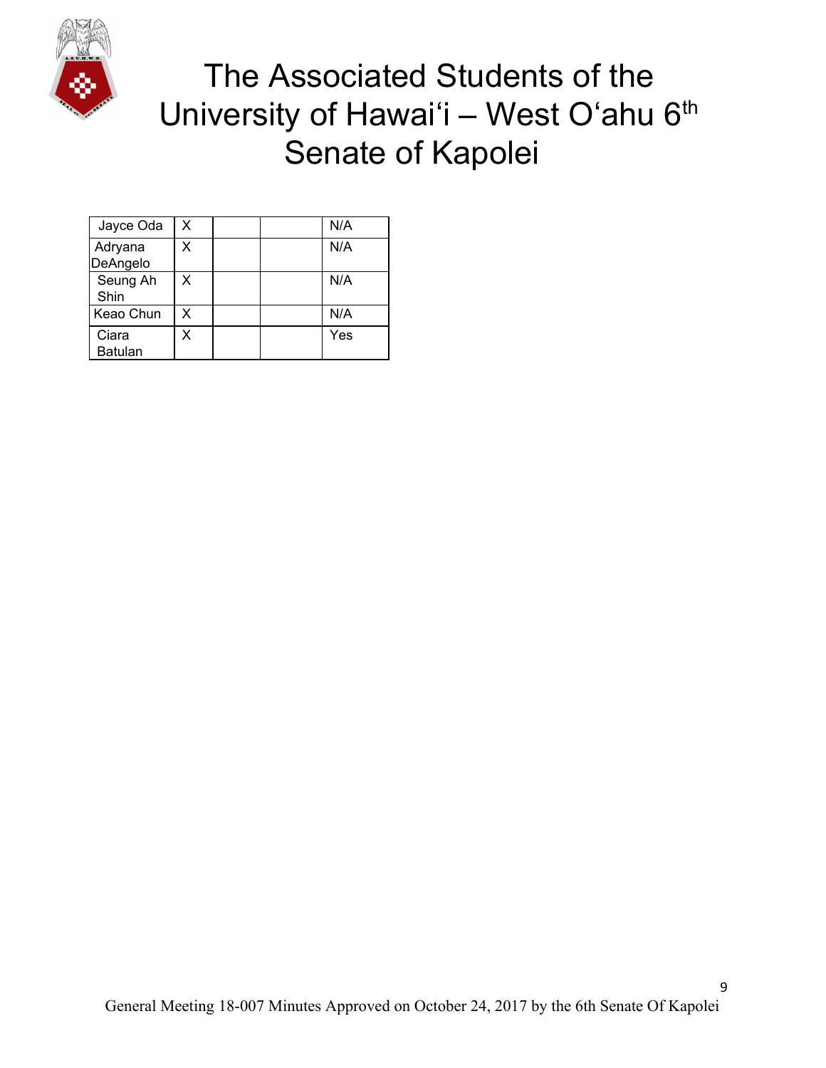| | | | | |
|---|---|---|---|---|
| Jayce Oda | X | | | N/A |
| Adryana DeAngelo | X | | | N/A |
| Seung Ah Shin | X | | | N/A |
| Keao Chun | X | | | N/A |
| Ciara Batulan | X | | | Yes |